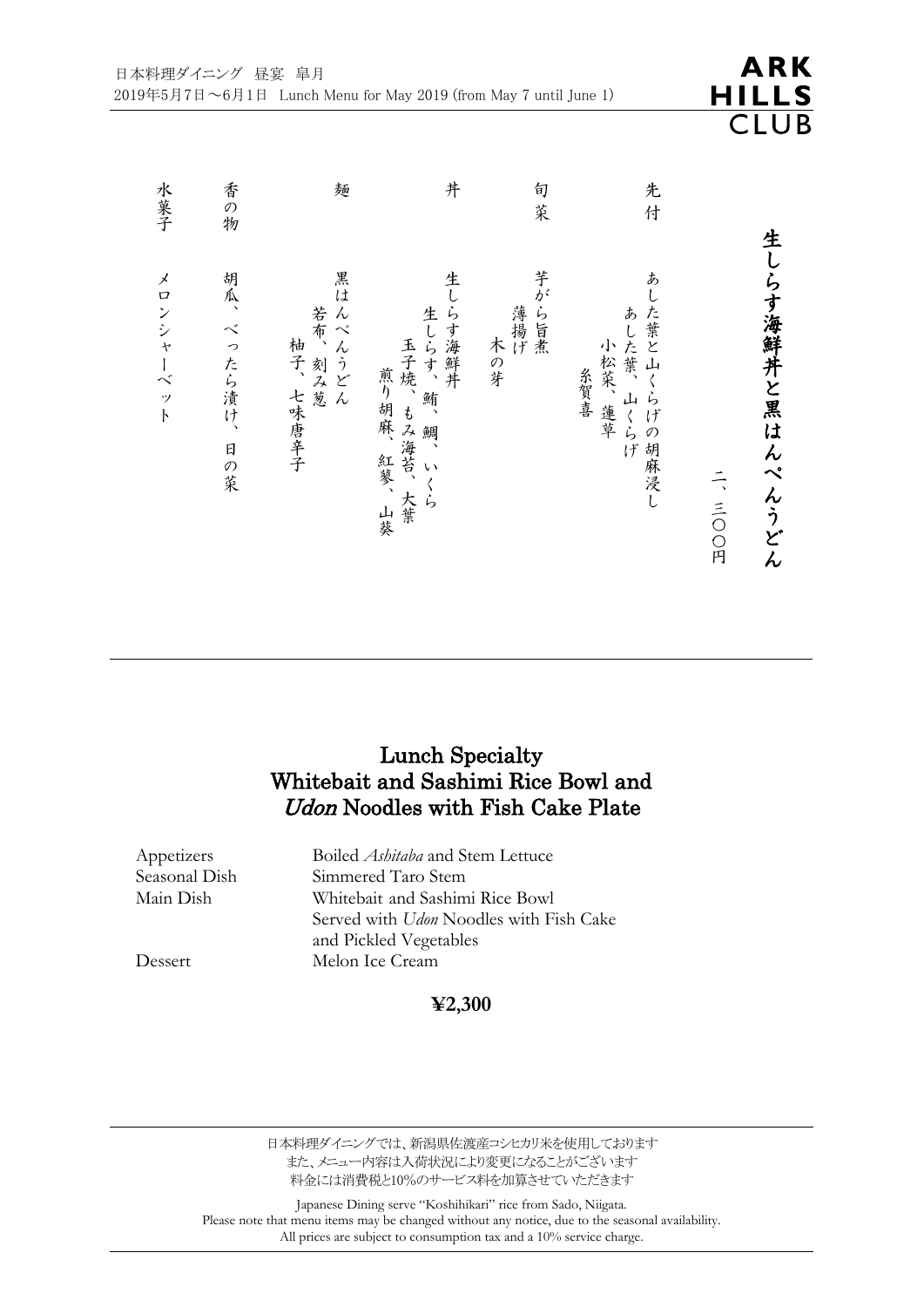日本料理ダイニング　昼宴　皐月
2019年5月7日～6月1日　Lunch Menu for May 2019 (from May 7 until June 1)

ARK HILLS CLUB

# 生しらす海鮮丼と黒はんぺんうどん

二、三〇〇円

**先付**　あした葉と山くらげの胡麻浸し
あした葉、山くらげ
小松菜、蓮草
糸賀喜

**旬菜**　芋がら旨煮
薄揚げ
木の芽

**丼**　生しらす海鮮丼
生しらす、鮪、鯛、いくら
玉子焼、もみ海苔、大葉
煎り胡麻、紅蓼、山葵

**麺**　黒はんぺんうどん
若布、刻み葱
柚子、七味唐辛子

**香の物**　胡瓜、べったら漬け、日の菜

**水菓子**　メロンシャーベット

---

## Lunch Specialty
## Whitebait and Sashimi Rice Bowl and *Udon* Noodles with Fish Cake Plate

| | |
|---|---|
| Appetizers | Boiled *Ashitaba* and Stem Lettuce |
| Seasonal Dish | Simmered Taro Stem |
| Main Dish | Whitebait and Sashimi Rice Bowl |
| | Served with *Udon* Noodles with Fish Cake |
| | and Pickled Vegetables |
| Dessert | Melon Ice Cream |

**¥2,300**

---

日本料理ダイニングでは、新潟県佐渡産コシヒカリ米を使用しております
また、メニュー内容は入荷状況により変更になることがございます
料金には消費税と10%のサービス料を加算させていただきます

Japanese Dining serve "Koshihikari" rice from Sado, Niigata.
Please note that menu items may be changed without any notice, due to the seasonal availability.
All prices are subject to consumption tax and a 10% service charge.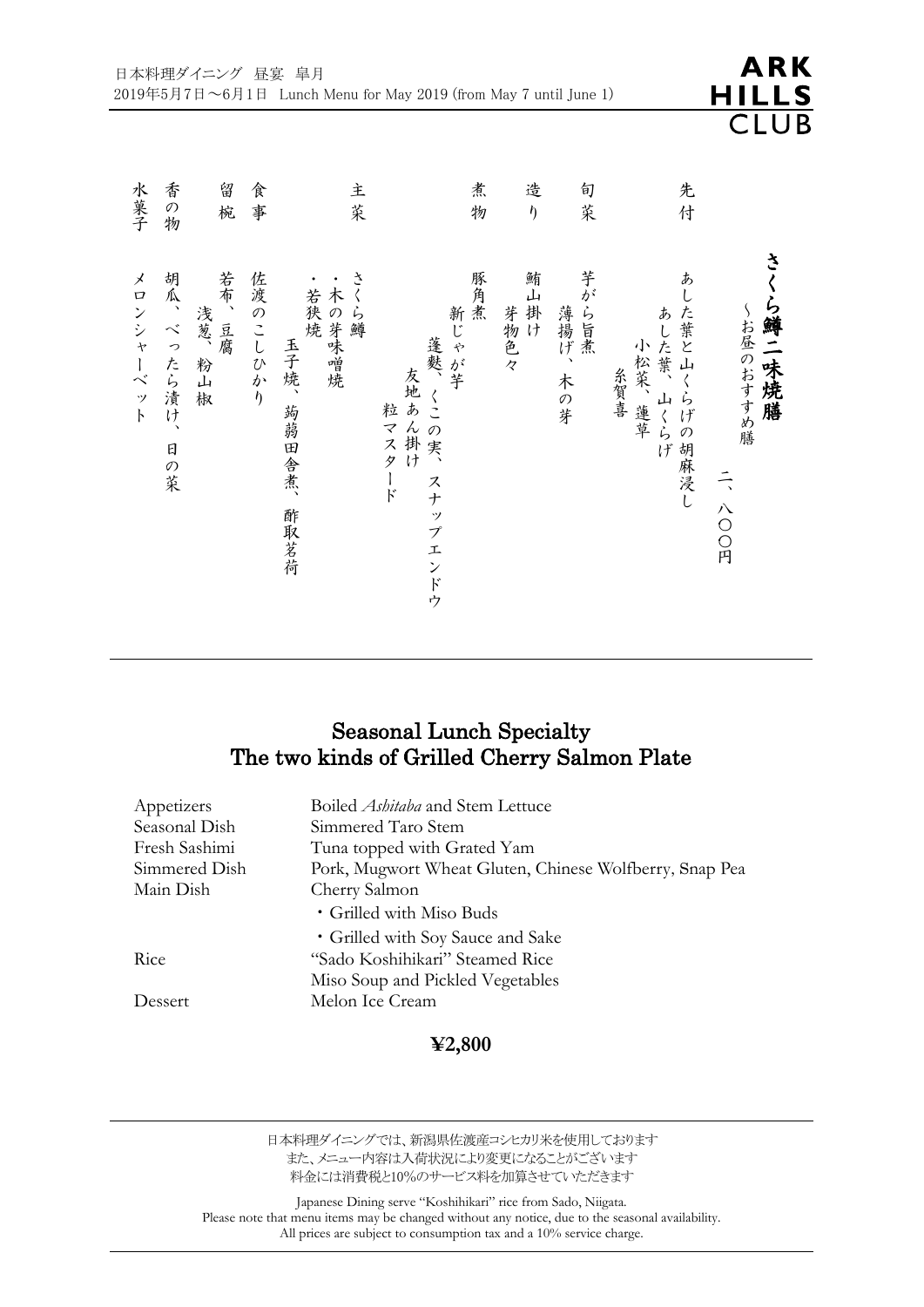日本料理ダイニング　昼宴　皐月
2019年5月7日～6月1日　Lunch Menu for May 2019 (from May 7 until June 1)

ARK HILLS CLUB

# さくら鱒二味焼膳

～お昼のおすすめ膳

二、八〇〇円

| | |
|---|---|
| 先付 | あした葉と山くらげの胡麻浸し<br>あした葉、山くらげ<br>小松菜、蓮草<br>糸賀喜 |
| 旬菜 | 芋がら旨煮<br>薄揚げ、木の芽 |
| 造り | 鮪山掛け<br>芽物色々 |
| 煮物 | 豚角煮<br>新じゃが芋<br>蓬麩、くこの実、スナップエンドウ<br>友地あん掛け<br>粒マスタード |
| 主菜 | さくら鱒<br>・木の芽味噌焼<br>・若狭焼<br>玉子焼、蒟蒻田舎煮、酢取茗荷 |
| 食事 | 佐渡のこしひかり |
| 留椀 | 若布、豆腐<br>浅葱、粉山椒 |
| 香の物 | 胡瓜、べったら漬け、日の菜 |
| 水菓子 | メロンシャーベット |

## Seasonal Lunch Specialty
## The two kinds of Grilled Cherry Salmon Plate

| | |
|---|---|
| Appetizers | Boiled *Ashitaba* and Stem Lettuce |
| Seasonal Dish | Simmered Taro Stem |
| Fresh Sashimi | Tuna topped with Grated Yam |
| Simmered Dish | Pork, Mugwort Wheat Gluten, Chinese Wolfberry, Snap Pea |
| Main Dish | Cherry Salmon<br>・Grilled with Miso Buds<br>・Grilled with Soy Sauce and Sake |
| Rice | "Sado Koshihikari" Steamed Rice<br>Miso Soup and Pickled Vegetables |
| Dessert | Melon Ice Cream |

**¥2,800**

日本料理ダイニングでは、新潟県佐渡産コシヒカリ米を使用しております
また、メニュー内容は入荷状況により変更になることがございます
料金には消費税と10%のサービス料を加算させていただきます

Japanese Dining serve "Koshihikari" rice from Sado, Niigata.
Please note that menu items may be changed without any notice, due to the seasonal availability.
All prices are subject to consumption tax and a 10% service charge.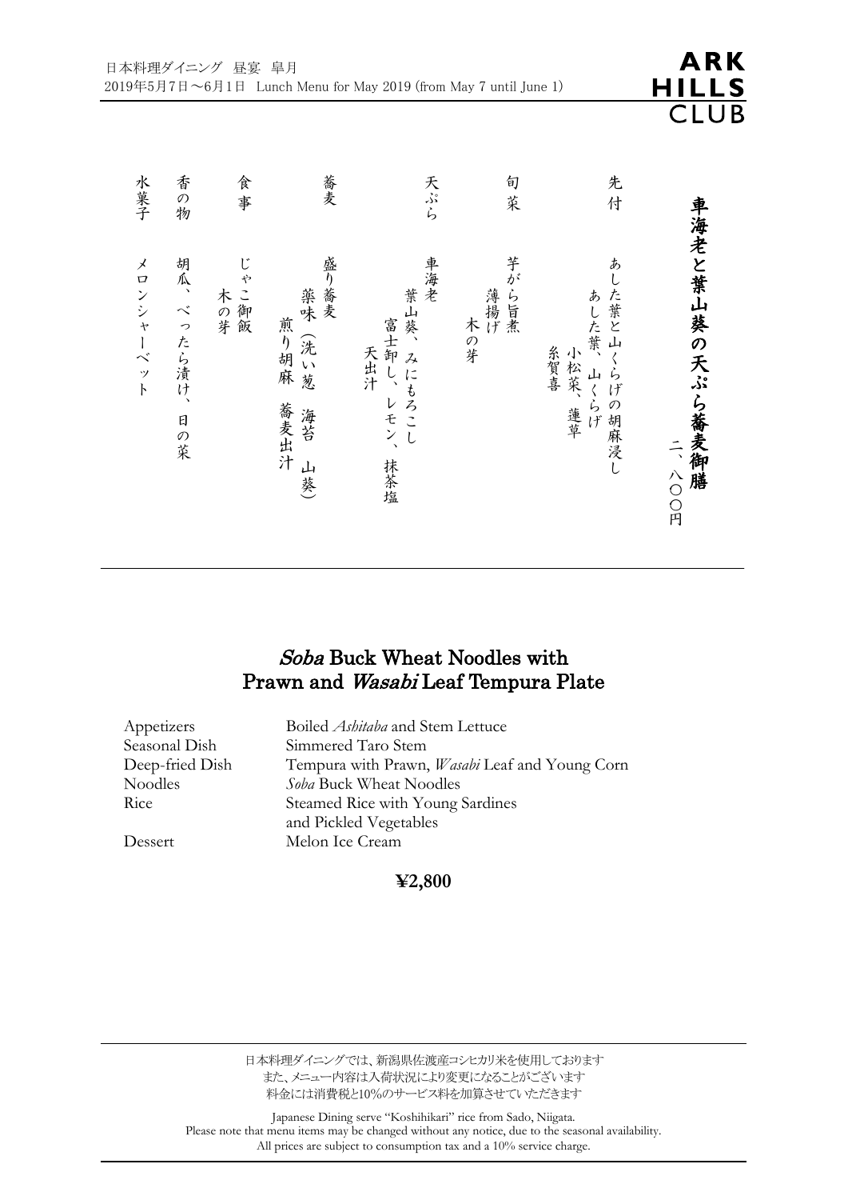日本料理ダイニング　昼宴　皐月
2019年5月7日～6月1日　Lunch Menu for May 2019 (from May 7 until June 1)

ARK HILLS CLUB

# 車海老と葉山葵の天ぷら蕎麦御膳

二、八〇〇円

**先付**
あした葉と山くらげの胡麻浸し
あした葉、山くらげ
小松菜、蓮草
糸賀喜

**旬菜**
芋がら旨煮
薄揚げ
木の芽

**天ぷら**
車海老
葉山葵、みにもろこし
富士卸し、レモン、抹茶塩
天出汁

**蕎麦**
盛り蕎麦
薬味（洗い葱　海苔　山葵）
煎り胡麻　蕎麦出汁

**食事**
じゃこ御飯
木の芽

**香の物**
胡瓜、べったら漬け、日の菜

**水菓子**
メロンシャーベット

---

# *Soba* Buck Wheat Noodles with Prawn and *Wasabi* Leaf Tempura Plate

| | |
|---|---|
| Appetizers | Boiled *Ashitaba* and Stem Lettuce |
| Seasonal Dish | Simmered Taro Stem |
| Deep-fried Dish | Tempura with Prawn, *Wasabi* Leaf and Young Corn |
| Noodles | *Soba* Buck Wheat Noodles |
| Rice | Steamed Rice with Young Sardines and Pickled Vegetables |
| Dessert | Melon Ice Cream |

**¥2,800**

---

日本料理ダイニングでは、新潟県佐渡産コシヒカリ米を使用しております
また、メニュー内容は入荷状況により変更になることがございます
料金には消費税と10%のサービス料を加算させていただきます

Japanese Dining serve "Koshihikari" rice from Sado, Niigata.
Please note that menu items may be changed without any notice, due to the seasonal availability.
All prices are subject to consumption tax and a 10% service charge.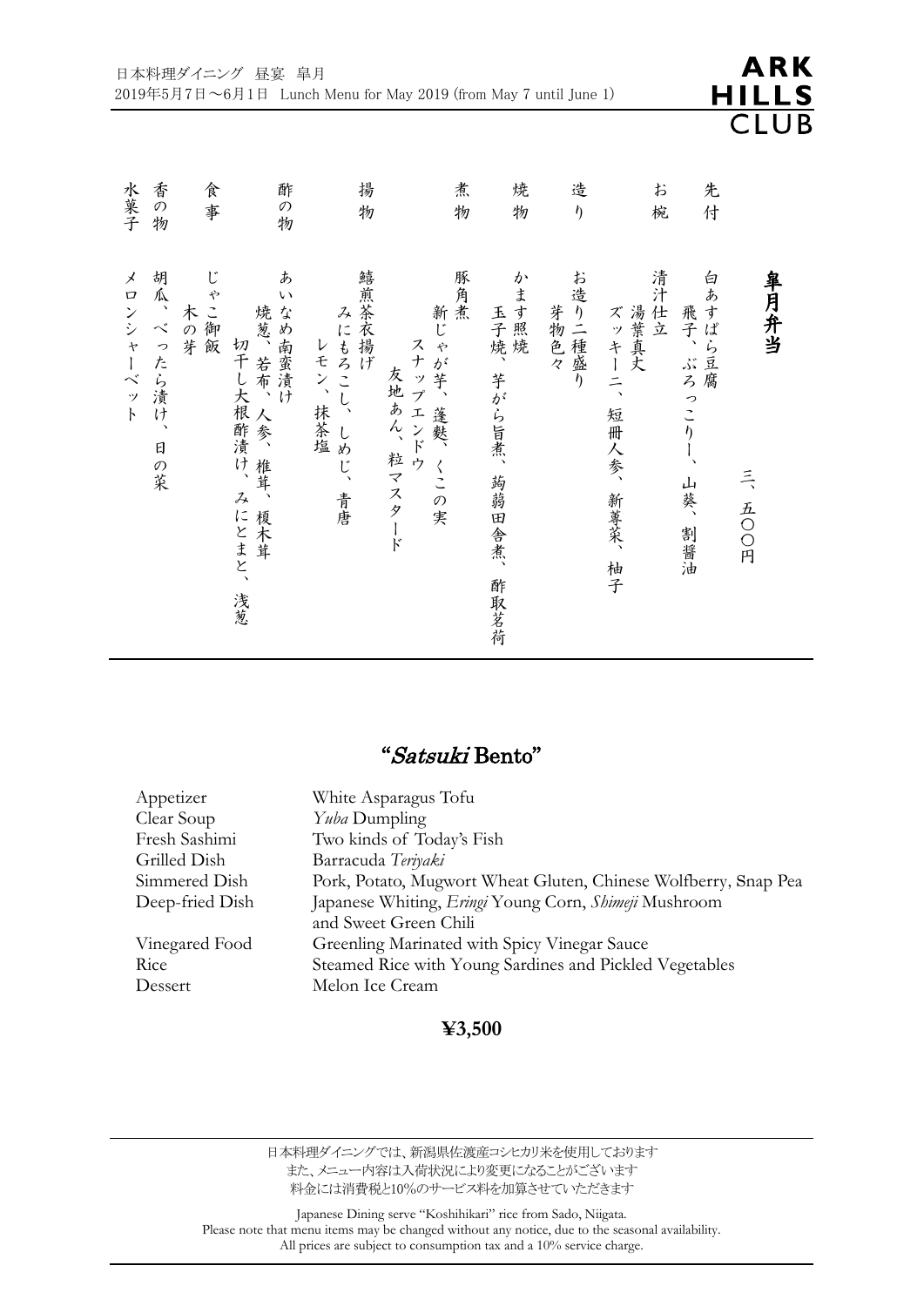日本料理ダイニング　昼宴　皐月
2019年5月7日～6月1日　Lunch Menu for May 2019 (from May 7 until June 1)

ARK HILLS CLUB

# 皐月弁当

三、五〇〇円

| | |
|---|---|
| 先付 | 白あすぱら豆腐<br>飛子、ぶろっこりー、山葵、割醤油 |
| お椀 | 清汁仕立<br>湯葉真丈<br>ズッキーニ、短冊人参、新蓴菜、柚子 |
| 造り | お造り二種盛り<br>芽物色々 |
| 焼物 | かます照焼<br>玉子焼、芋がら旨煮、蒟蒻田舎煮、酢取茗荷 |
| 煮物 | 豚角煮<br>新じゃが芋、蓬麩、くこの実<br>スナップエンドウ<br>友地あん、粒マスタード |
| 揚物 | 鱚煎茶衣揚げ<br>みにもろこし、しめじ、青唐<br>レモン、抹茶塩 |
| 酢の物 | あいなめ南蛮漬け<br>焼葱、若布、人参、椎茸、榎木茸<br>切干し大根酢漬け、みにとまと、浅葱 |
| 食事 | じゃこ御飯<br>木の芽 |
| 香の物 | 胡瓜、べったら漬け、日の菜 |
| 水菓子 | メロンシャーベット |

## "*Satsuki* Bento"

| | |
|---|---|
| Appetizer | White Asparagus Tofu |
| Clear Soup | *Yuba* Dumpling |
| Fresh Sashimi | Two kinds of Today's Fish |
| Grilled Dish | Barracuda *Teriyaki* |
| Simmered Dish | Pork, Potato, Mugwort Wheat Gluten, Chinese Wolfberry, Snap Pea |
| Deep-fried Dish | Japanese Whiting, *Eringi* Young Corn, *Shimeji* Mushroom and Sweet Green Chili |
| Vinegared Food | Greenling Marinated with Spicy Vinegar Sauce |
| Rice | Steamed Rice with Young Sardines and Pickled Vegetables |
| Dessert | Melon Ice Cream |

**¥3,500**

日本料理ダイニングでは、新潟県佐渡産コシヒカリ米を使用しております
また、メニュー内容は入荷状況により変更になることがございます
料金には消費税と10%のサービス料を加算させていただきます

Japanese Dining serve "Koshihikari" rice from Sado, Niigata.
Please note that menu items may be changed without any notice, due to the seasonal availability.
All prices are subject to consumption tax and a 10% service charge.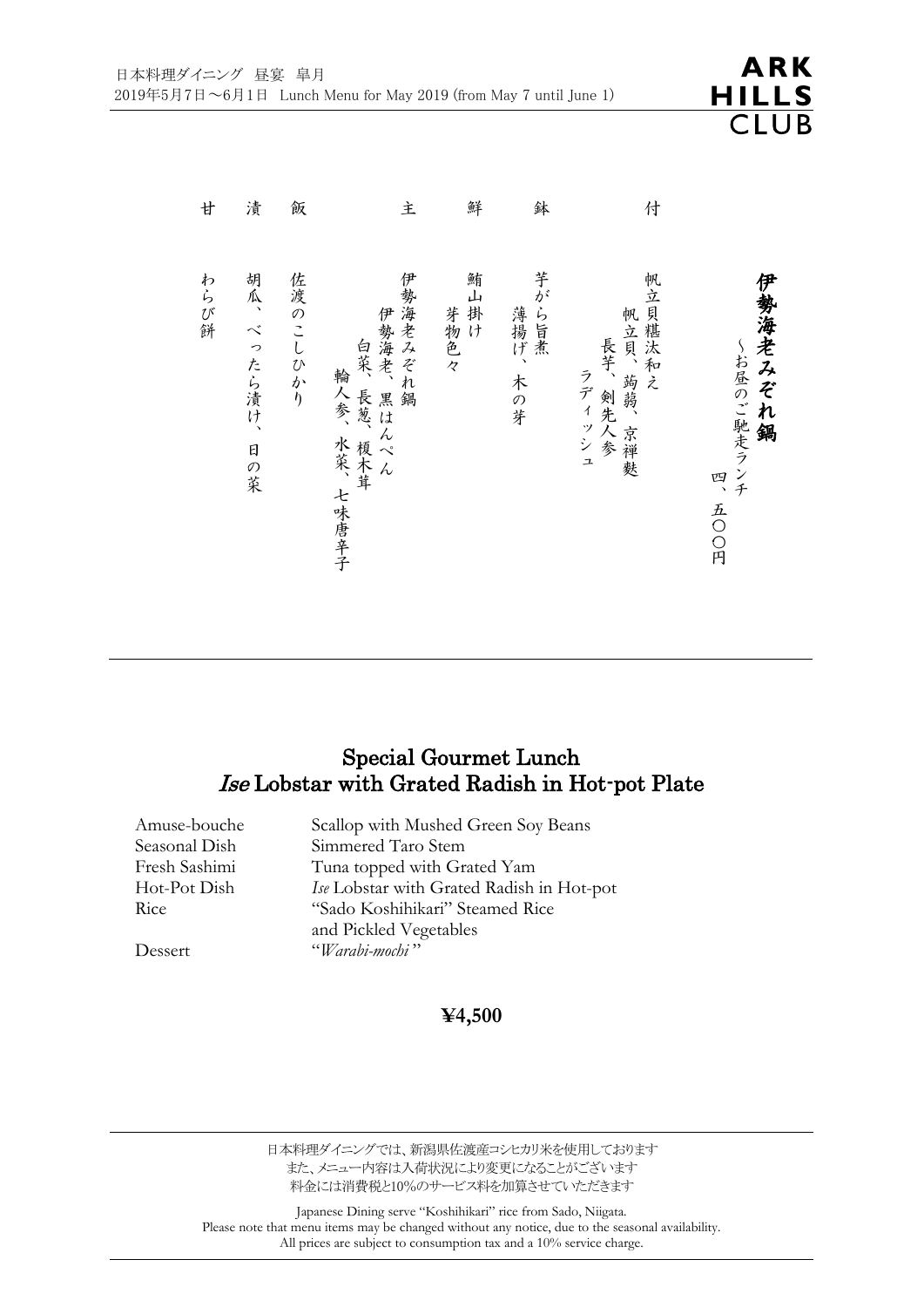日本料理ダイニング　昼宴　皐月
2019年5月7日～6月1日　Lunch Menu for May 2019 (from May 7 until June 1)

ARK HILLS CLUB

# 伊勢海老みぞれ鍋

～お昼のご馳走ランチ

四、五〇〇円

付　帆立貝糝汰和え
帆立貝、蒟蒻、京禅麩
長芋、剣先人参
ラディッシュ

鉢　芋がら旨煮
薄揚げ、木の芽

鮮　鮪山掛け
芽物色々

主　伊勢海老みぞれ鍋
伊勢海老、黒はんぺん
白菜、長葱、榎木茸
輪人参、水菜、七味唐辛子

飯　佐渡のこしひかり

漬　胡瓜、べったら漬け、日の菜

甘　わらび餅

---

## Special Gourmet Lunch
## *Ise* Lobstar with Grated Radish in Hot-pot Plate

| | |
|---|---|
| Amuse-bouche | Scallop with Mushed Green Soy Beans |
| Seasonal Dish | Simmered Taro Stem |
| Fresh Sashimi | Tuna topped with Grated Yam |
| Hot-Pot Dish | *Ise* Lobstar with Grated Radish in Hot-pot |
| Rice | "Sado Koshihikari" Steamed Rice and Pickled Vegetables |
| Dessert | "*Warabi-mochi* " |

**¥4,500**

---

日本料理ダイニングでは、新潟県佐渡産コシヒカリ米を使用しております
また、メニュー内容は入荷状況により変更になることがございます
料金には消費税と10%のサービス料を加算させていただきます

Japanese Dining serve "Koshihikari" rice from Sado, Niigata.
Please note that menu items may be changed without any notice, due to the seasonal availability.
All prices are subject to consumption tax and a 10% service charge.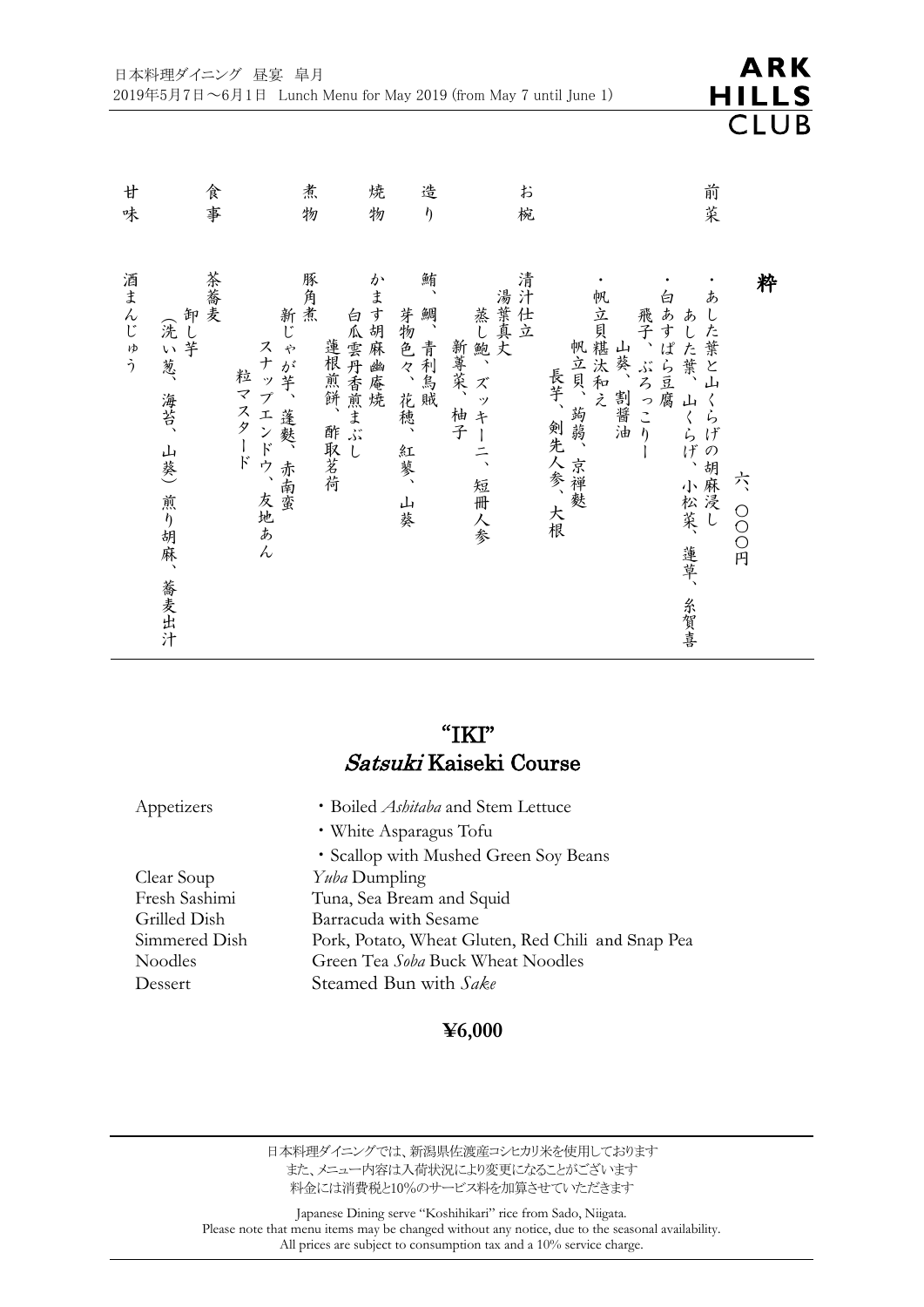日本料理ダイニング　昼宴　皐月
2019年5月7日～6月1日　Lunch Menu for May 2019 (from May 7 until June 1)

ARK HILLS CLUB

# 粋

六、〇〇〇円

**前菜**

・あした葉と山くらげの胡麻浸し
　あした葉、山くらげ、小松菜、蓮草、糸賀喜
・白あすぱら豆腐
　飛子、ぶろっこりー
　山葵、割醤油
・帆立貝糂汰和え
　帆立貝、蒟蒻、京禅麩
　長芋、剣先人参、大根

**お椀**

清汁仕立
　湯葉真丈
　蒸し鮑、ズッキーニ、短冊人参
　新蓴菜、柚子

**造り**

鮪、鯛、青利烏賊
　芽物色々、花穂、紅蓼、山葵

**焼物**

かます胡麻幽庵焼
　白瓜雲丹香煎まぶし
　蓮根煎餅、酢取茗荷

**煮物**

豚角煮
　新じゃが芋、蓬麩、赤南蛮
　スナップエンドウ、友地あん
　粒マスタード

**食事**

茶蕎麦
　卸し芋
　（洗い葱、海苔、山葵）煎り胡麻、蕎麦出汁

**甘味**

酒まんじゅう

# "IKI"
## *Satsuki* Kaiseki Course

| | |
|---|---|
| Appetizers | ・Boiled *Ashitaba* and Stem Lettuce |
| | ・White Asparagus Tofu |
| | ・Scallop with Mushed Green Soy Beans |
| Clear Soup | *Yuba* Dumpling |
| Fresh Sashimi | Tuna, Sea Bream and Squid |
| Grilled Dish | Barracuda with Sesame |
| Simmered Dish | Pork, Potato, Wheat Gluten, Red Chili and Snap Pea |
| Noodles | Green Tea *Soba* Buck Wheat Noodles |
| Dessert | Steamed Bun with *Sake* |

**¥6,000**

日本料理ダイニングでは、新潟県佐渡産コシヒカリ米を使用しております
また、メニュー内容は入荷状況により変更になることがございます
料金には消費税と10%のサービス料を加算させていただきます

Japanese Dining serve "Koshihikari" rice from Sado, Niigata.
Please note that menu items may be changed without any notice, due to the seasonal availability.
All prices are subject to consumption tax and a 10% service charge.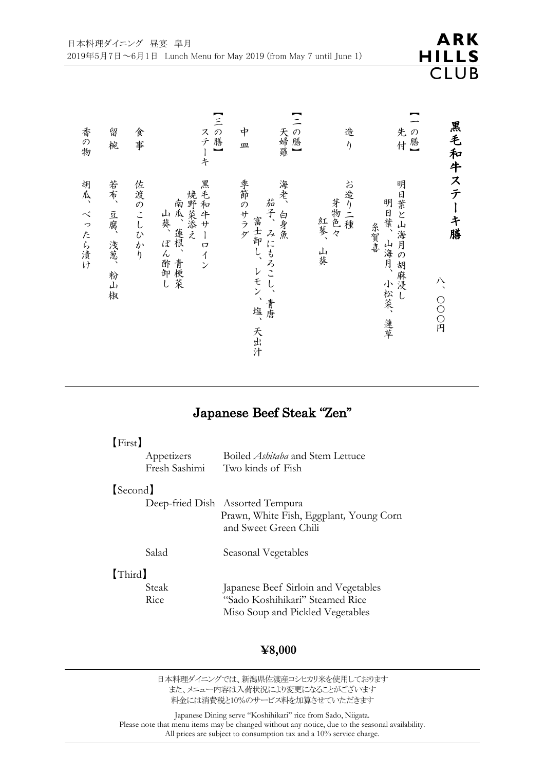日本料理ダイニング　昼宴　皐月
2019年5月7日～6月1日　Lunch Menu for May 2019 (from May 7 until June 1)

ARK HILLS CLUB

# 黒毛和牛ステーキ膳

八、〇〇〇円

【一の膳】
先付　明日葉と山海月の胡麻浸し
　　　明日葉、山海月、小松菜、蓮草
　　　糸賀喜

造り　お造り二種
　　　芽物色々
　　　紅蓼、山葵

【二の膳】
天婦羅　海老、白身魚
　　　　茄子、みにもろこし、青唐
　　　　富士卸し、レモン、塩、天出汁

中皿　季節のサラダ

【三の膳】
ステーキ　黒毛和牛サーロイン
　　　　　焼野菜添え
　　　　　南瓜、蓮根、青梗菜
　　　　　山葵、ぽん酢卸し

食事　佐渡のこしひかり

留椀　若布、豆腐、浅葱、粉山椒

香の物　胡瓜、べったら漬け

---

## Japanese Beef Steak "Zen"

【First】
- Appetizers　Boiled *Ashitaba* and Stem Lettuce
- Fresh Sashimi　Two kinds of Fish

【Second】
- Deep-fried Dish　Assorted Tempura
  Prawn, White Fish, Eggplant, Young Corn and Sweet Green Chili
- Salad　Seasonal Vegetables

【Third】
- Steak　Japanese Beef Sirloin and Vegetables
- Rice　"Sado Koshihikari" Steamed Rice
  Miso Soup and Pickled Vegetables

**¥8,000**

---

日本料理ダイニングでは、新潟県佐渡産コシヒカリ米を使用しております
また、メニュー内容は入荷状況により変更になることがございます
料金には消費税と10%のサービス料を加算させていただきます

Japanese Dining serve "Koshihikari" rice from Sado, Niigata.
Please note that menu items may be changed without any notice, due to the seasonal availability.
All prices are subject to consumption tax and a 10% service charge.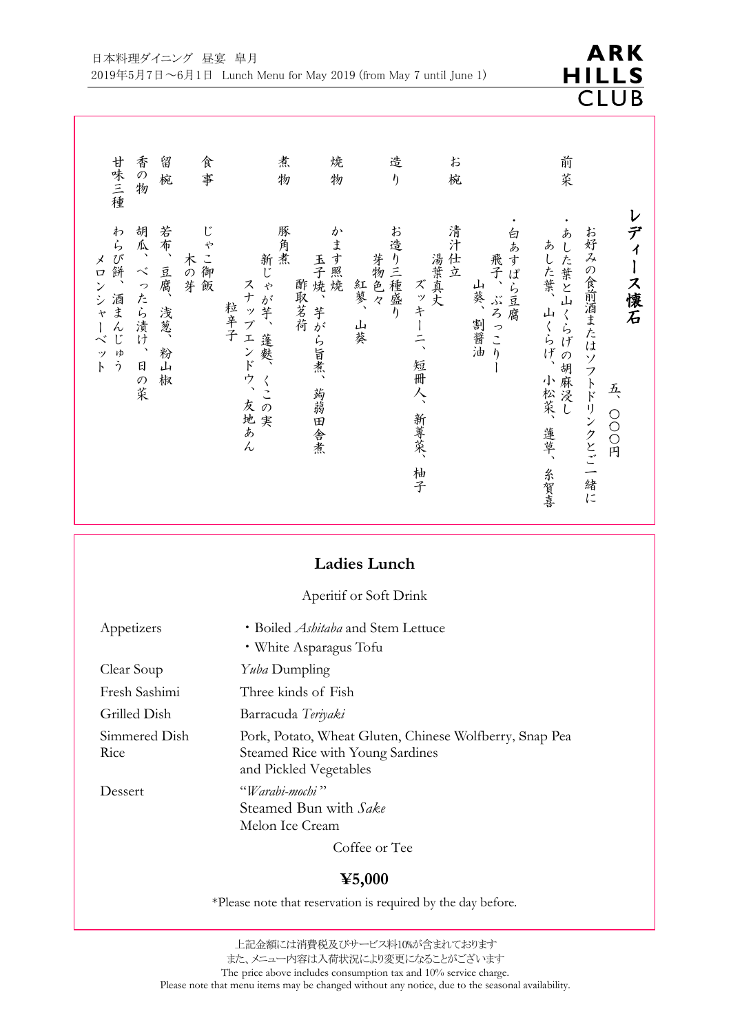日本料理ダイニング　昼宴　皐月
2019年5月7日～6月1日　Lunch Menu for May 2019 (from May 7 until June 1)

## レディース懐石

五、〇〇〇円

お好みの食前酒またはソフトドリンクとご一緒に

**前菜**
・あした葉と山くらげの胡麻浸し
あした葉、山くらげ、小松菜、蓮草、糸賀喜
・白あすぱら豆腐
飛子、ぶろっこりー
山葵、割醤油

**お椀**
清汁仕立
湯葉真丈
ズッキーニ、短冊人、新蓴菜、柚子

**造り**
お造り三種盛り
芽物色々
紅蓼、山葵

**焼物**
かます照焼
玉子焼、芋がら旨煮、蒟蒻田舎煮
酢取茗荷

**煮物**
豚角煮
新じゃが芋、蓬麩、くこの実
スナップエンドウ、友地あん
粒辛子

**食事**
じゃこ御飯
木の芽

**留椀**
若布、豆腐、浅葱、粉山椒

**香の物**
胡瓜、べったら漬け、日の菜

**甘味三種**
わらび餅、酒まんじゅう
メロンシャーベット

## Ladies Lunch

Aperitif or Soft Drink

| | |
|---|---|
| Appetizers | ・Boiled *Ashitaba* and Stem Lettuce<br>・White Asparagus Tofu |
| Clear Soup | *Yuba* Dumpling |
| Fresh Sashimi | Three kinds of Fish |
| Grilled Dish | Barracuda *Teriyaki* |
| Simmered Dish | Pork, Potato, Wheat Gluten, Chinese Wolfberry, Snap Pea |
| Rice | Steamed Rice with Young Sardines<br>and Pickled Vegetables |
| Dessert | "*Warabi-mochi*"<br>Steamed Bun with *Sake*<br>Melon Ice Cream |

Coffee or Tee

**¥5,000**

*Please note that reservation is required by the day before.

上記金額には消費税及びサービス料10%が含まれております
また、メニュー内容は入荷状況により変更になることがございます
The price above includes consumption tax and 10% service charge.
Please note that menu items may be changed without any notice, due to the seasonal availability.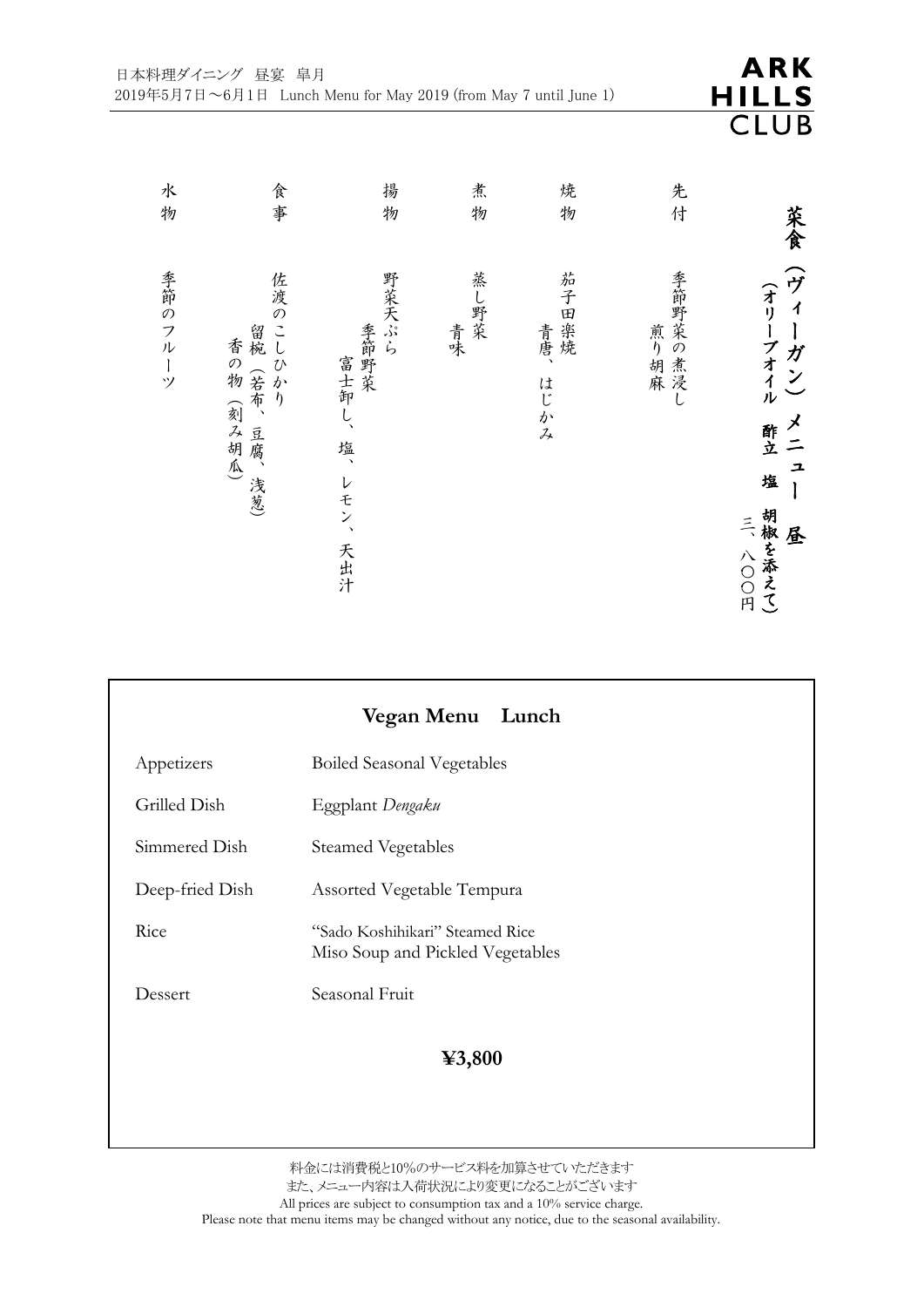日本料理ダイニング　昼宴　皐月
2019年5月7日～6月1日　Lunch Menu for May 2019 (from May 7 until June 1)

ARK HILLS CLUB

# 菜食（ヴィーガン）メニュー　昼

**（オリーブオイル　酢立　塩　胡椒を添えて）**

三、八〇〇円

先付　季節野菜の煮浸し
　煎り胡麻

焼物　茄子田楽焼
　青唐、はじかみ

煮物　蒸し野菜
　青味

揚物　野菜天ぷら
　季節野菜
　富士卸し、塩、レモン、天出汁

食事　佐渡のこしひかり
　留椀（若布、豆腐、浅葱）
　香の物（刻み胡瓜）

水物　季節のフルーツ

## Vegan Menu　Lunch

| | |
|---|---|
| Appetizers | Boiled Seasonal Vegetables |
| Grilled Dish | Eggplant *Dengaku* |
| Simmered Dish | Steamed Vegetables |
| Deep-fried Dish | Assorted Vegetable Tempura |
| Rice | "Sado Koshihikari" Steamed Rice<br>Miso Soup and Pickled Vegetables |
| Dessert | Seasonal Fruit |

**¥3,800**

料金には消費税と10%のサービス料を加算させていただきます
また、メニュー内容は入荷状況により変更になることがございます
All prices are subject to consumption tax and a 10% service charge.
Please note that menu items may be changed without any notice, due to the seasonal availability.